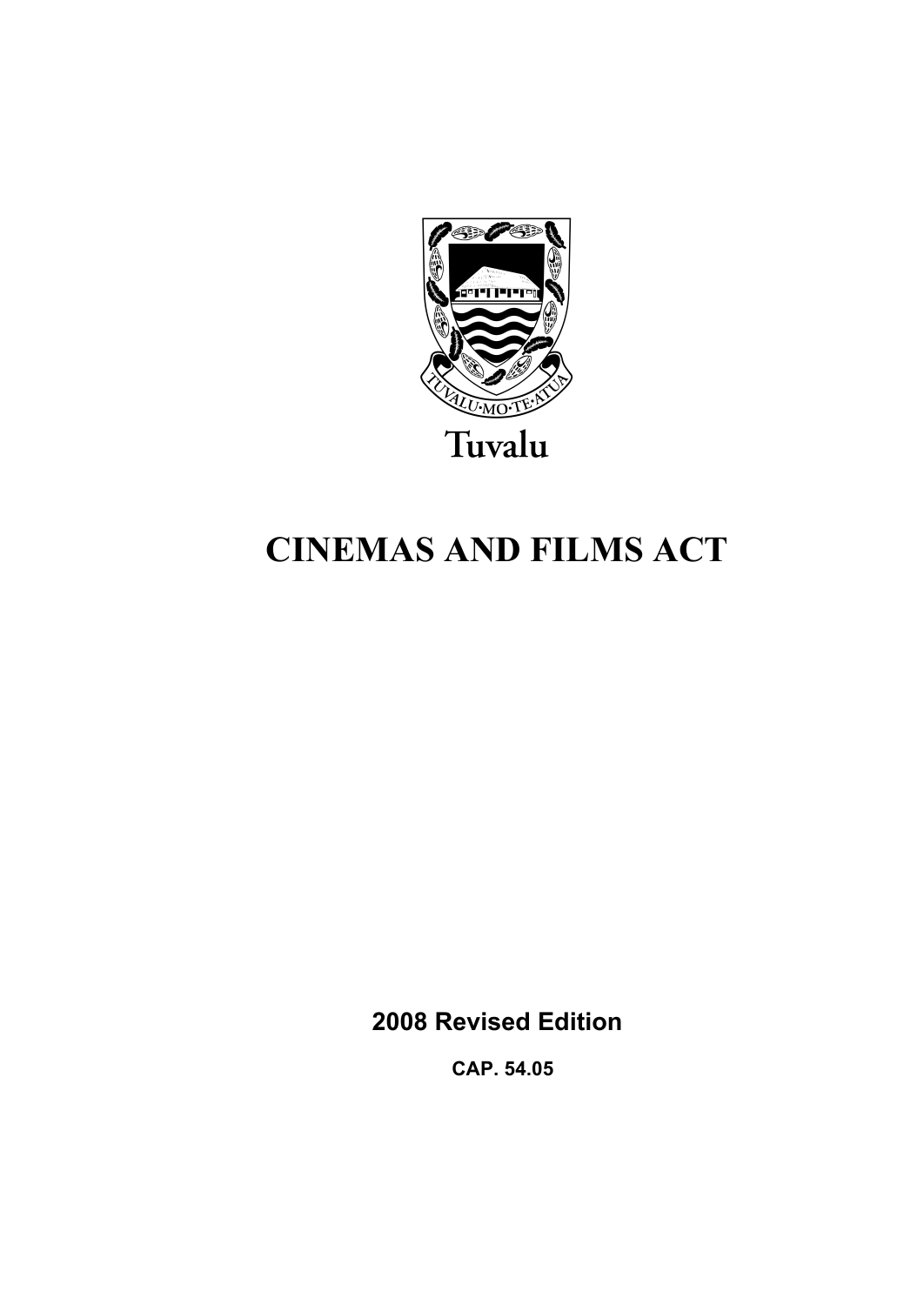TUVALU·MO·TE·ATUA

Tuvalu

# CINEMAS AND FILMS ACT

**2008 Revised Edition**

**CAP. 54.05**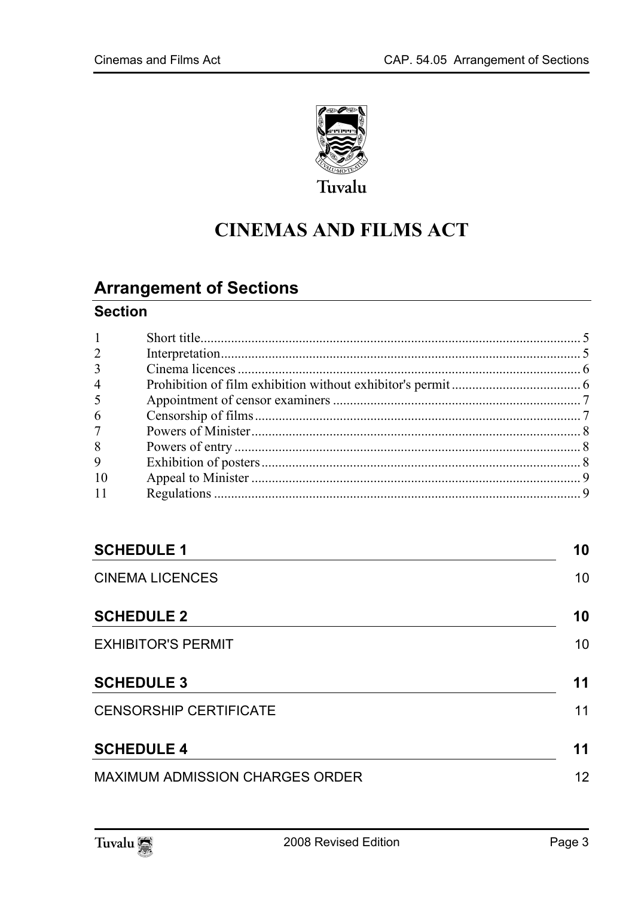Tuvalu

# CINEMAS AND FILMS ACT

## Arrangement of Sections

### Section

| | | |
|---|---|---|
| 1 | Short title | 5 |
| 2 | Interpretation | 5 |
| 3 | Cinema licences | 6 |
| 4 | Prohibition of film exhibition without exhibitor's permit | 6 |
| 5 | Appointment of censor examiners | 7 |
| 6 | Censorship of films | 7 |
| 7 | Powers of Minister | 8 |
| 8 | Powers of entry | 8 |
| 9 | Exhibition of posters | 8 |
| 10 | Appeal to Minister | 9 |
| 11 | Regulations | 9 |

**SCHEDULE 1** 10

CINEMA LICENCES 10

**SCHEDULE 2** 10

EXHIBITOR'S PERMIT 10

**SCHEDULE 3** 11

CENSORSHIP CERTIFICATE 11

**SCHEDULE 4** 11

MAXIMUM ADMISSION CHARGES ORDER 12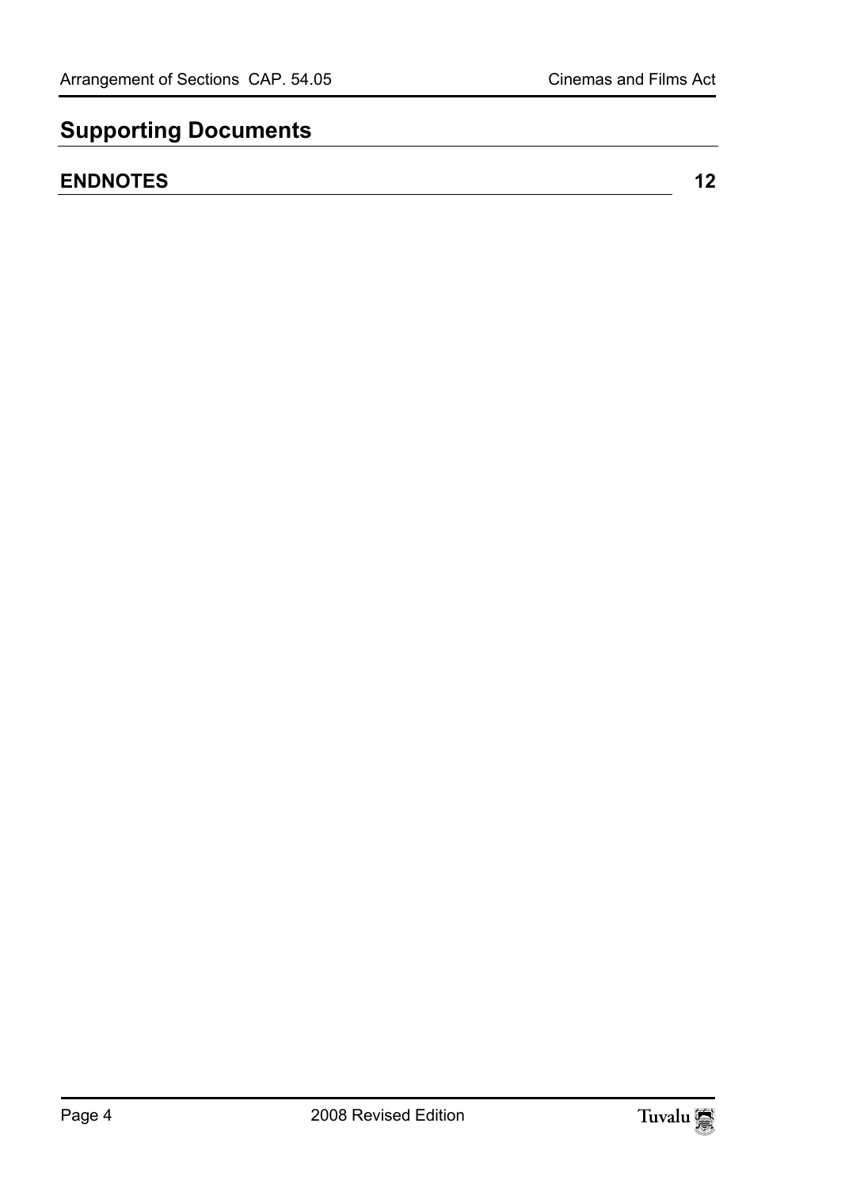## Supporting Documents

**ENDNOTES** **12**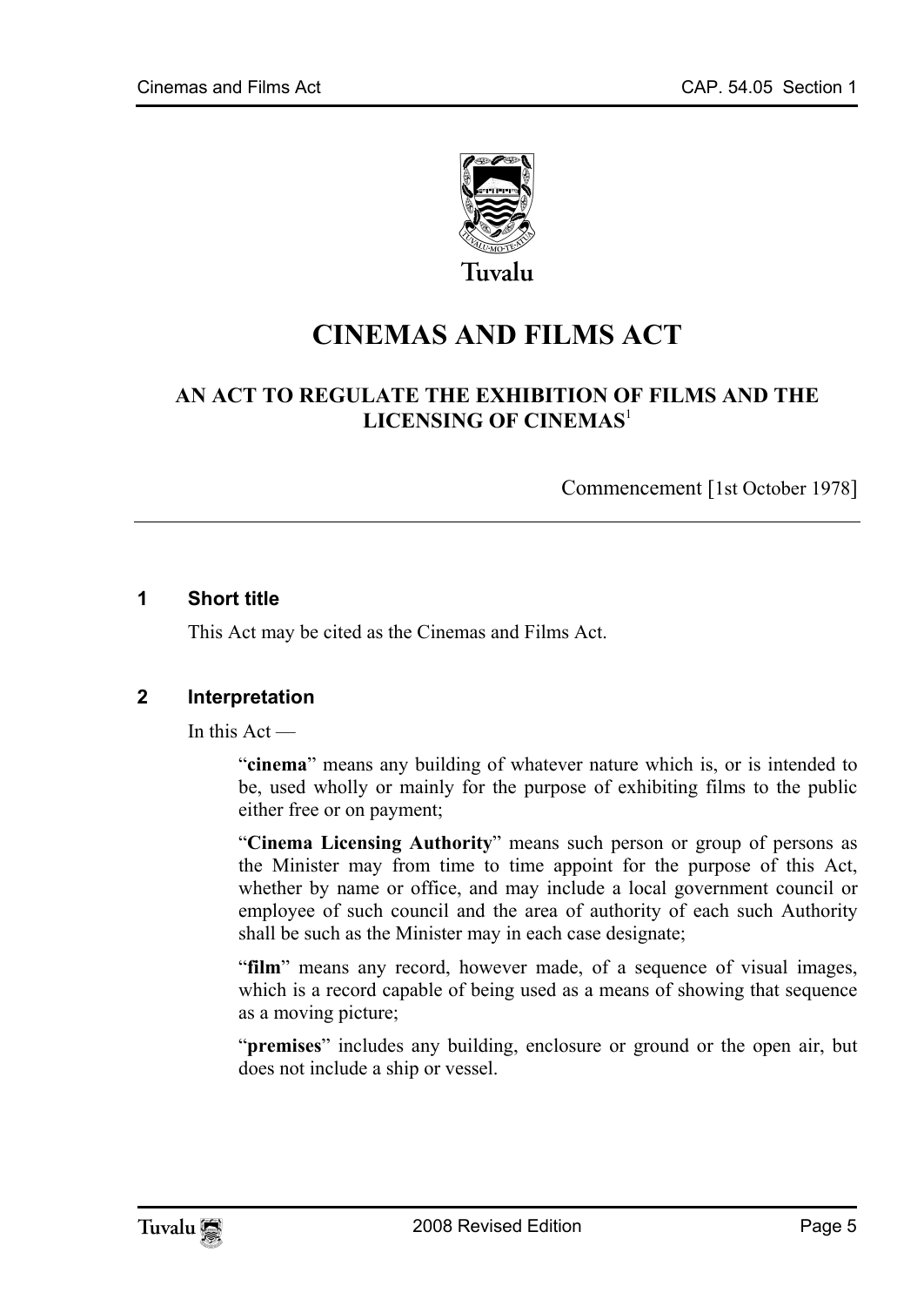Tuvalu

# CINEMAS AND FILMS ACT

## AN ACT TO REGULATE THE EXHIBITION OF FILMS AND THE LICENSING OF CINEMAS[1]

Commencement [1st October 1978]

### 1 Short title

This Act may be cited as the Cinemas and Films Act.

### 2 Interpretation

In this Act —

"**cinema**" means any building of whatever nature which is, or is intended to be, used wholly or mainly for the purpose of exhibiting films to the public either free or on payment;

"**Cinema Licensing Authority**" means such person or group of persons as the Minister may from time to time appoint for the purpose of this Act, whether by name or office, and may include a local government council or employee of such council and the area of authority of each such Authority shall be such as the Minister may in each case designate;

"**film**" means any record, however made, of a sequence of visual images, which is a record capable of being used as a means of showing that sequence as a moving picture;

"**premises**" includes any building, enclosure or ground or the open air, but does not include a ship or vessel.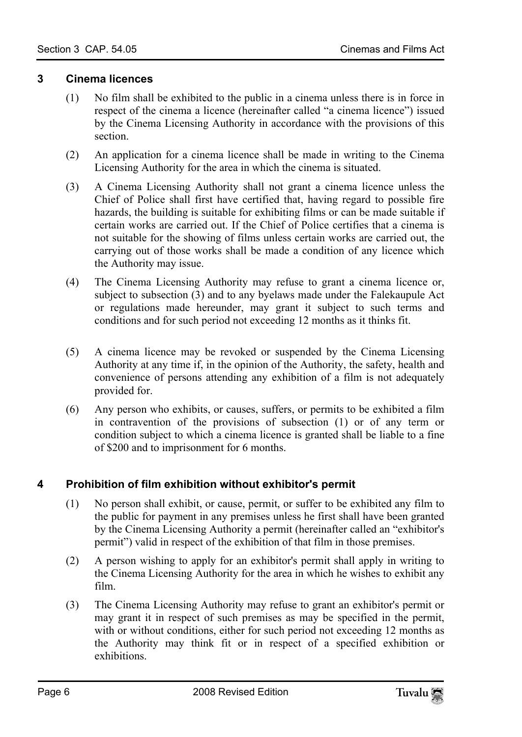### 3 Cinema licences

(1) No film shall be exhibited to the public in a cinema unless there is in force in respect of the cinema a licence (hereinafter called "a cinema licence") issued by the Cinema Licensing Authority in accordance with the provisions of this section.

(2) An application for a cinema licence shall be made in writing to the Cinema Licensing Authority for the area in which the cinema is situated.

(3) A Cinema Licensing Authority shall not grant a cinema licence unless the Chief of Police shall first have certified that, having regard to possible fire hazards, the building is suitable for exhibiting films or can be made suitable if certain works are carried out. If the Chief of Police certifies that a cinema is not suitable for the showing of films unless certain works are carried out, the carrying out of those works shall be made a condition of any licence which the Authority may issue.

(4) The Cinema Licensing Authority may refuse to grant a cinema licence or, subject to subsection (3) and to any byelaws made under the Falekaupule Act or regulations made hereunder, may grant it subject to such terms and conditions and for such period not exceeding 12 months as it thinks fit.

(5) A cinema licence may be revoked or suspended by the Cinema Licensing Authority at any time if, in the opinion of the Authority, the safety, health and convenience of persons attending any exhibition of a film is not adequately provided for.

(6) Any person who exhibits, or causes, suffers, or permits to be exhibited a film in contravention of the provisions of subsection (1) or of any term or condition subject to which a cinema licence is granted shall be liable to a fine of $200 and to imprisonment for 6 months.

### 4 Prohibition of film exhibition without exhibitor's permit

(1) No person shall exhibit, or cause, permit, or suffer to be exhibited any film to the public for payment in any premises unless he first shall have been granted by the Cinema Licensing Authority a permit (hereinafter called an "exhibitor's permit") valid in respect of the exhibition of that film in those premises.

(2) A person wishing to apply for an exhibitor's permit shall apply in writing to the Cinema Licensing Authority for the area in which he wishes to exhibit any film.

(3) The Cinema Licensing Authority may refuse to grant an exhibitor's permit or may grant it in respect of such premises as may be specified in the permit, with or without conditions, either for such period not exceeding 12 months as the Authority may think fit or in respect of a specified exhibition or exhibitions.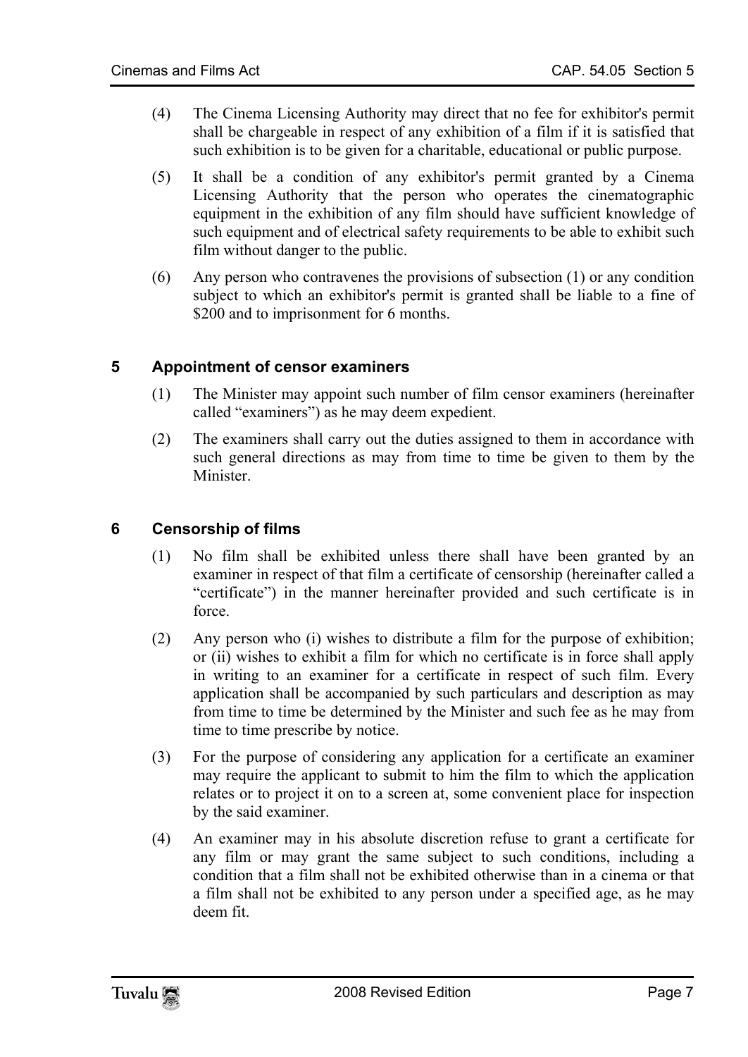(4) The Cinema Licensing Authority may direct that no fee for exhibitor's permit shall be chargeable in respect of any exhibition of a film if it is satisfied that such exhibition is to be given for a charitable, educational or public purpose.

(5) It shall be a condition of any exhibitor's permit granted by a Cinema Licensing Authority that the person who operates the cinematographic equipment in the exhibition of any film should have sufficient knowledge of such equipment and of electrical safety requirements to be able to exhibit such film without danger to the public.

(6) Any person who contravenes the provisions of subsection (1) or any condition subject to which an exhibitor's permit is granted shall be liable to a fine of $200 and to imprisonment for 6 months.

## 5 Appointment of censor examiners

(1) The Minister may appoint such number of film censor examiners (hereinafter called "examiners") as he may deem expedient.

(2) The examiners shall carry out the duties assigned to them in accordance with such general directions as may from time to time be given to them by the Minister.

## 6 Censorship of films

(1) No film shall be exhibited unless there shall have been granted by an examiner in respect of that film a certificate of censorship (hereinafter called a "certificate") in the manner hereinafter provided and such certificate is in force.

(2) Any person who (i) wishes to distribute a film for the purpose of exhibition; or (ii) wishes to exhibit a film for which no certificate is in force shall apply in writing to an examiner for a certificate in respect of such film. Every application shall be accompanied by such particulars and description as may from time to time be determined by the Minister and such fee as he may from time to time prescribe by notice.

(3) For the purpose of considering any application for a certificate an examiner may require the applicant to submit to him the film to which the application relates or to project it on to a screen at, some convenient place for inspection by the said examiner.

(4) An examiner may in his absolute discretion refuse to grant a certificate for any film or may grant the same subject to such conditions, including a condition that a film shall not be exhibited otherwise than in a cinema or that a film shall not be exhibited to any person under a specified age, as he may deem fit.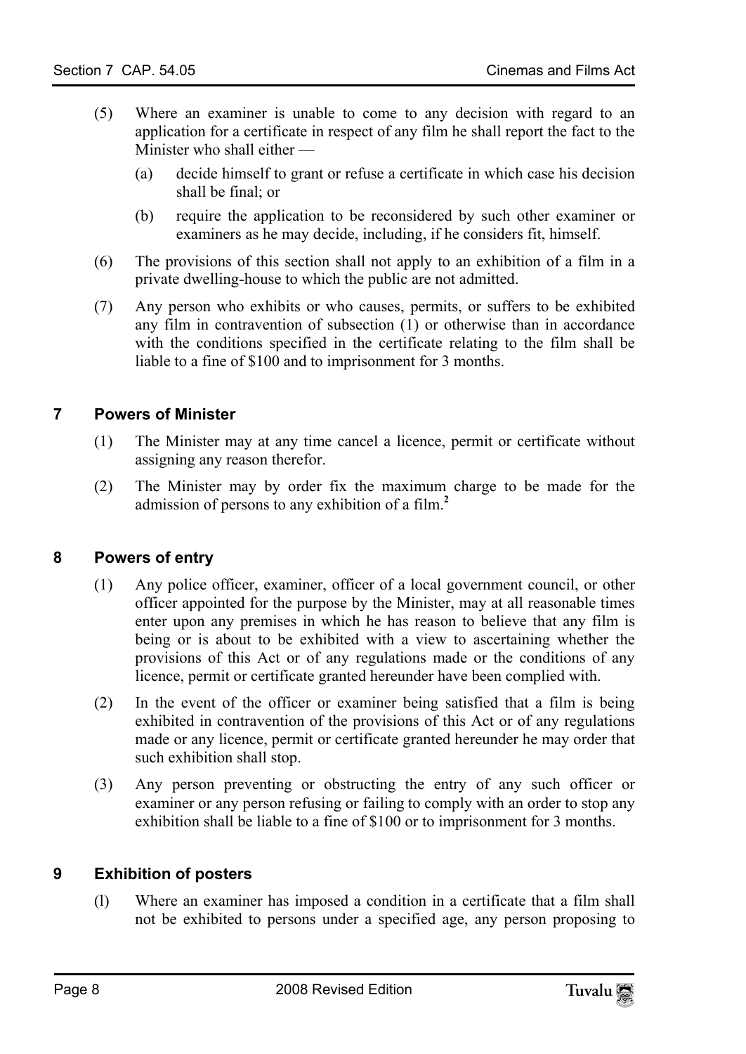(5) Where an examiner is unable to come to any decision with regard to an application for a certificate in respect of any film he shall report the fact to the Minister who shall either —

(a) decide himself to grant or refuse a certificate in which case his decision shall be final; or

(b) require the application to be reconsidered by such other examiner or examiners as he may decide, including, if he considers fit, himself.

(6) The provisions of this section shall not apply to an exhibition of a film in a private dwelling-house to which the public are not admitted.

(7) Any person who exhibits or who causes, permits, or suffers to be exhibited any film in contravention of subsection (1) or otherwise than in accordance with the conditions specified in the certificate relating to the film shall be liable to a fine of $100 and to imprisonment for 3 months.

## 7 Powers of Minister

(1) The Minister may at any time cancel a licence, permit or certificate without assigning any reason therefor.

(2) The Minister may by order fix the maximum charge to be made for the admission of persons to any exhibition of a film.[2]

## 8 Powers of entry

(1) Any police officer, examiner, officer of a local government council, or other officer appointed for the purpose by the Minister, may at all reasonable times enter upon any premises in which he has reason to believe that any film is being or is about to be exhibited with a view to ascertaining whether the provisions of this Act or of any regulations made or the conditions of any licence, permit or certificate granted hereunder have been complied with.

(2) In the event of the officer or examiner being satisfied that a film is being exhibited in contravention of the provisions of this Act or of any regulations made or any licence, permit or certificate granted hereunder he may order that such exhibition shall stop.

(3) Any person preventing or obstructing the entry of any such officer or examiner or any person refusing or failing to comply with an order to stop any exhibition shall be liable to a fine of $100 or to imprisonment for 3 months.

## 9 Exhibition of posters

(l) Where an examiner has imposed a condition in a certificate that a film shall not be exhibited to persons under a specified age, any person proposing to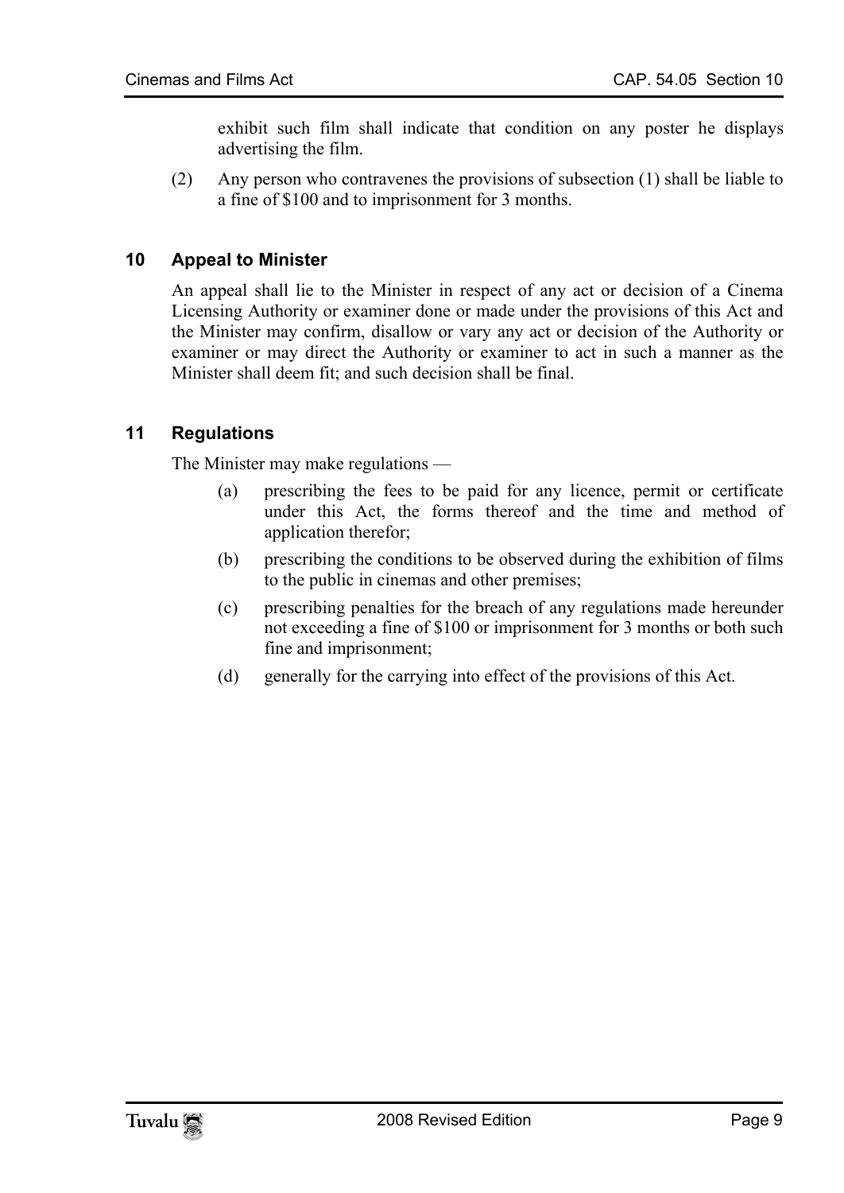exhibit such film shall indicate that condition on any poster he displays advertising the film.

(2) Any person who contravenes the provisions of subsection (1) shall be liable to a fine of $100 and to imprisonment for 3 months.

## 10 Appeal to Minister

An appeal shall lie to the Minister in respect of any act or decision of a Cinema Licensing Authority or examiner done or made under the provisions of this Act and the Minister may confirm, disallow or vary any act or decision of the Authority or examiner or may direct the Authority or examiner to act in such a manner as the Minister shall deem fit; and such decision shall be final.

## 11 Regulations

The Minister may make regulations —

(a) prescribing the fees to be paid for any licence, permit or certificate under this Act, the forms thereof and the time and method of application therefor;

(b) prescribing the conditions to be observed during the exhibition of films to the public in cinemas and other premises;

(c) prescribing penalties for the breach of any regulations made hereunder not exceeding a fine of $100 or imprisonment for 3 months or both such fine and imprisonment;

(d) generally for the carrying into effect of the provisions of this Act.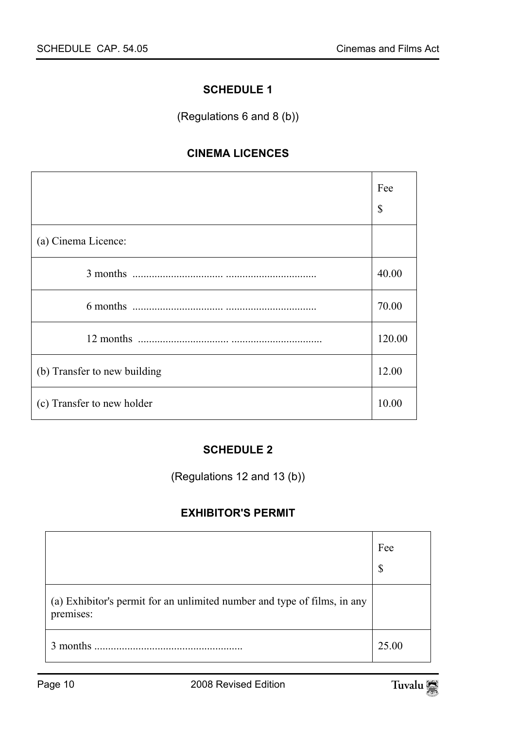## SCHEDULE 1

(Regulations 6 and 8 (b))

### CINEMA LICENCES

| | Fee<br>$ |
|---|---|
| (a) Cinema Licence: | |
| 3 months ................................ ................................ | 40.00 |
| 6 months ................................ ................................ | 70.00 |
| 12 months ................................ ................................ | 120.00 |
| (b) Transfer to new building | 12.00 |
| (c) Transfer to new holder | 10.00 |

## SCHEDULE 2

(Regulations 12 and 13 (b))

### EXHIBITOR'S PERMIT

| | Fee<br>$ |
|---|---|
| (a) Exhibitor's permit for an unlimited number and type of films, in any premises: | |
| 3 months .................................................... | 25.00 |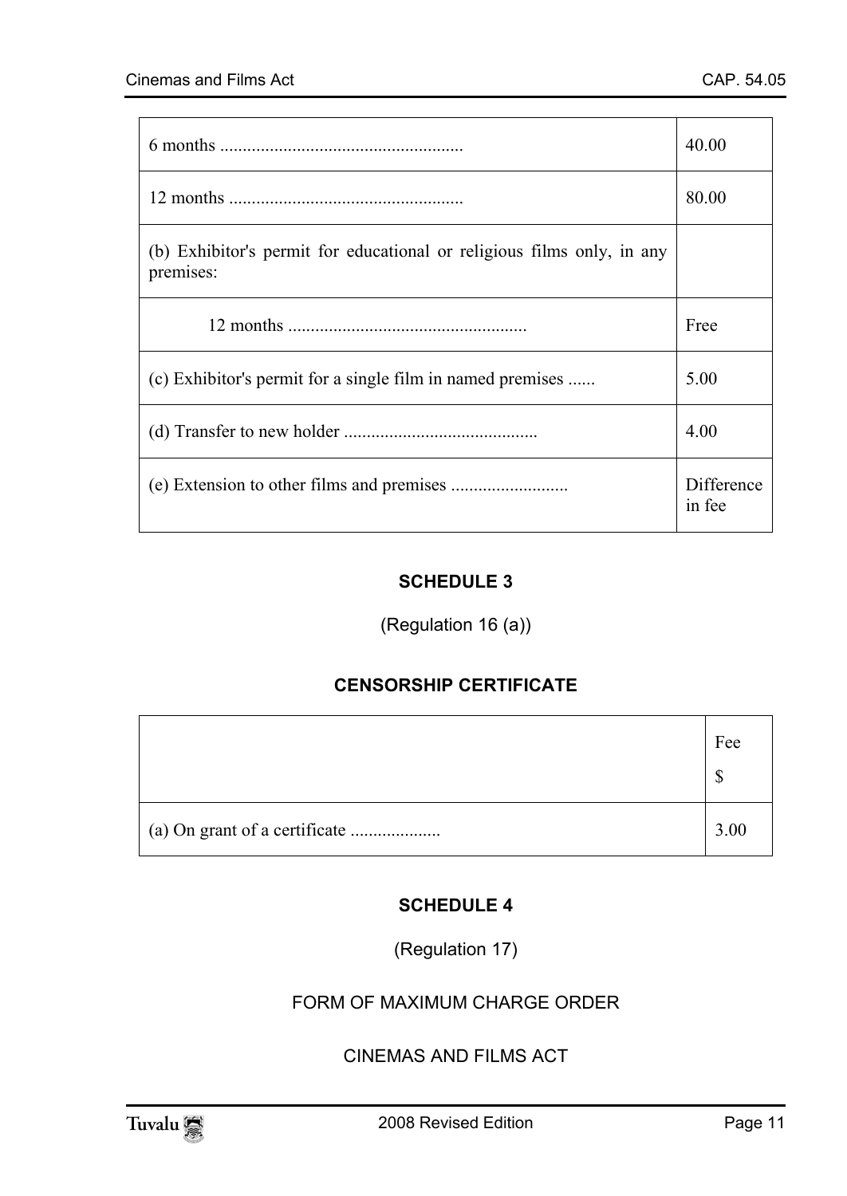| | |
|---|---|
| 6 months ..................................................... | 40.00 |
| 12 months ................................................... | 80.00 |
| (b) Exhibitor's permit for educational or religious films only, in any premises: | |
| 12 months .................................................... | Free |
| (c) Exhibitor's permit for a single film in named premises ...... | 5.00 |
| (d) Transfer to new holder .......................................... | 4.00 |
| (e) Extension to other films and premises .......................... | Difference in fee |

## SCHEDULE 3

(Regulation 16 (a))

### CENSORSHIP CERTIFICATE

| | Fee $ |
|---|---|
| (a) On grant of a certificate .................... | 3.00 |

## SCHEDULE 4

(Regulation 17)

FORM OF MAXIMUM CHARGE ORDER

CINEMAS AND FILMS ACT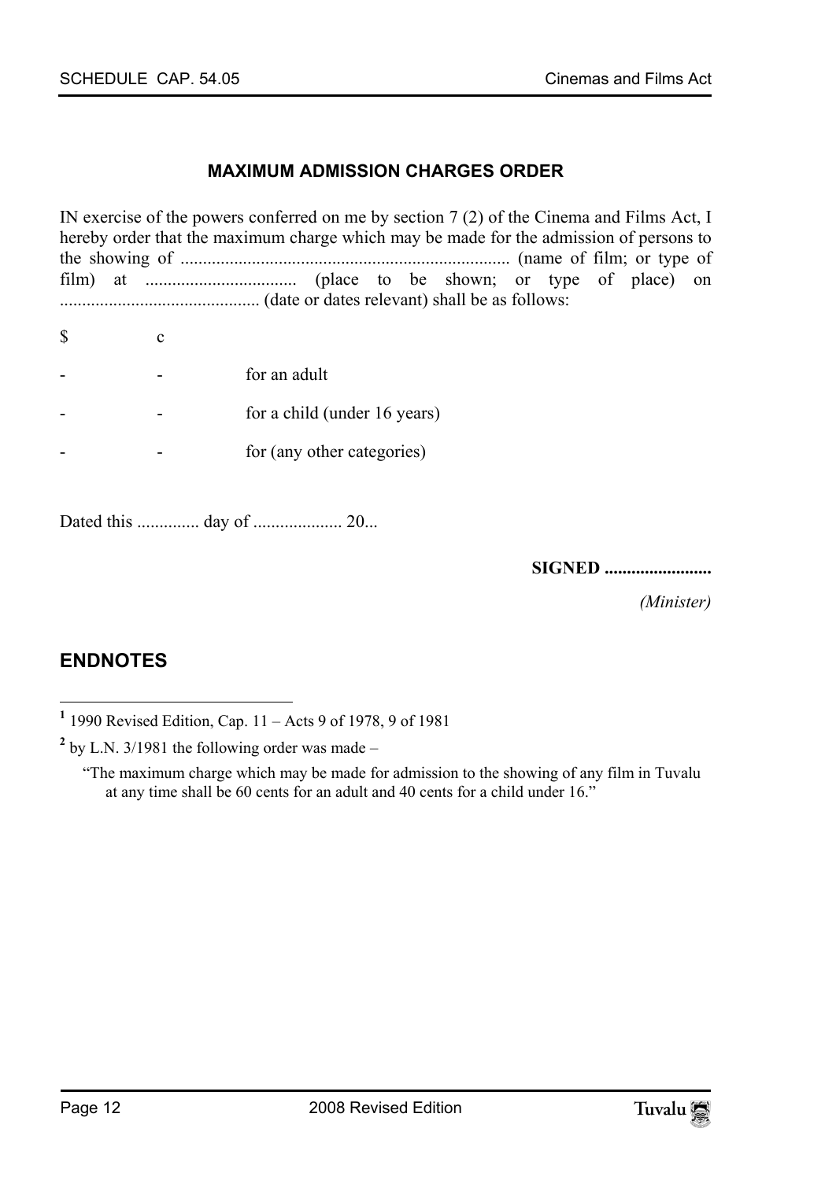## MAXIMUM ADMISSION CHARGES ORDER

IN exercise of the powers conferred on me by section 7 (2) of the Cinema and Films Act, I hereby order that the maximum charge which may be made for the admission of persons to the showing of .......................................................................... (name of film; or type of film) at .................................. (place to be shown; or type of place) on ............................................. (date or dates relevant) shall be as follows:

| $ | c | |
|---|---|---|
| - | - | for an adult |
| - | - | for a child (under 16 years) |
| - | - | for (any other categories) |

Dated this .............. day of .................... 20...

**SIGNED ........................**

*(Minister)*

## ENDNOTES

[1] 1990 Revised Edition, Cap. 11 – Acts 9 of 1978, 9 of 1981

[2] by L.N. 3/1981 the following order was made –

"The maximum charge which may be made for admission to the showing of any film in Tuvalu at any time shall be 60 cents for an adult and 40 cents for a child under 16."